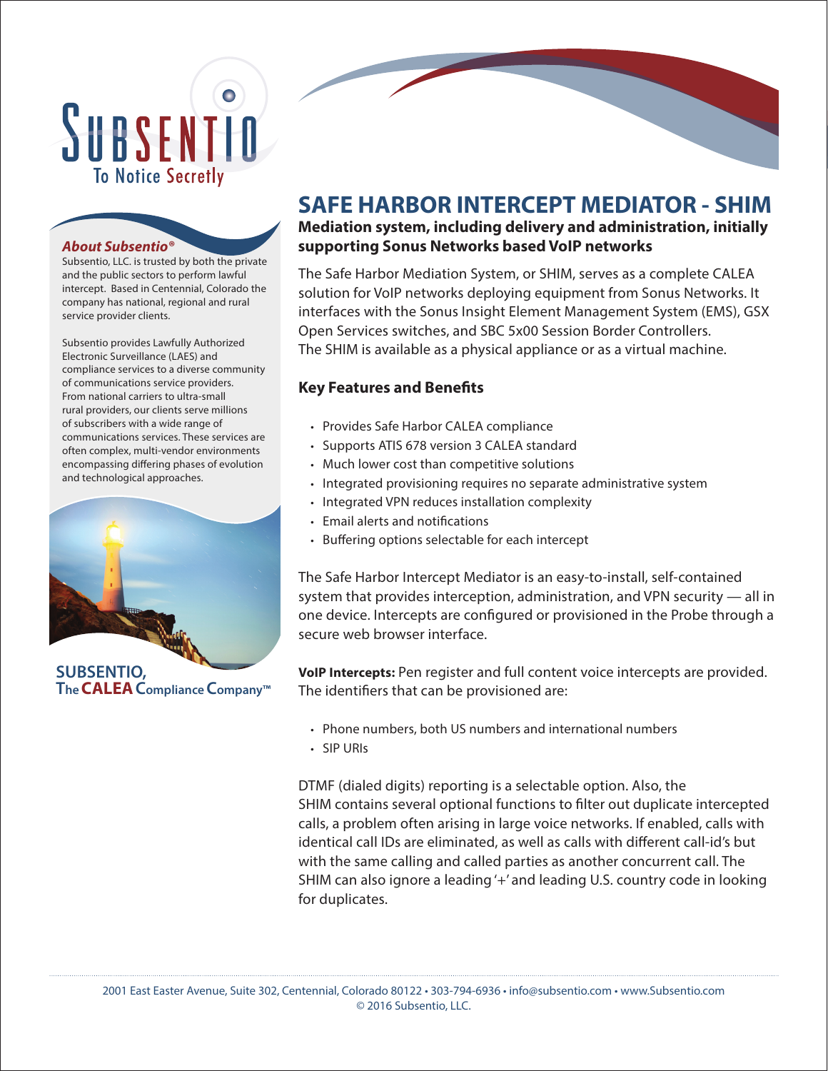# SUBSENTIO

To Notice Secretly

***About Subsentio®***

Subsentio, LLC. is trusted by both the private and the public sectors to perform lawful intercept. Based in Centennial, Colorado the company has national, regional and rural service provider clients.

Subsentio provides Lawfully Authorized Electronic Surveillance (LAES) and compliance services to a diverse community of communications service providers. From national carriers to ultra-small rural providers, our clients serve millions of subscribers with a wide range of communications services. These services are often complex, multi-vendor environments encompassing differing phases of evolution and technological approaches.

**SUBSENTIO,**
**The CALEA Compliance Company™**

## SAFE HARBOR INTERCEPT MEDIATOR - SHIM

**Mediation system, including delivery and administration, initially supporting Sonus Networks based VoIP networks**

The Safe Harbor Mediation System, or SHIM, serves as a complete CALEA solution for VoIP networks deploying equipment from Sonus Networks. It interfaces with the Sonus Insight Element Management System (EMS), GSX Open Services switches, and SBC 5x00 Session Border Controllers. The SHIM is available as a physical appliance or as a virtual machine.

### Key Features and Benefits

- Provides Safe Harbor CALEA compliance
- Supports ATIS 678 version 3 CALEA standard
- Much lower cost than competitive solutions
- Integrated provisioning requires no separate administrative system
- Integrated VPN reduces installation complexity
- Email alerts and notifications
- Buffering options selectable for each intercept

The Safe Harbor Intercept Mediator is an easy-to-install, self-contained system that provides interception, administration, and VPN security — all in one device. Intercepts are configured or provisioned in the Probe through a secure web browser interface.

**VoIP Intercepts:** Pen register and full content voice intercepts are provided. The identifiers that can be provisioned are:

- Phone numbers, both US numbers and international numbers
- SIP URIs

DTMF (dialed digits) reporting is a selectable option. Also, the SHIM contains several optional functions to filter out duplicate intercepted calls, a problem often arising in large voice networks. If enabled, calls with identical call IDs are eliminated, as well as calls with different call-id's but with the same calling and called parties as another concurrent call. The SHIM can also ignore a leading '+' and leading U.S. country code in looking for duplicates.

2001 East Easter Avenue, Suite 302, Centennial, Colorado 80122 • 303-794-6936 • info@subsentio.com • www.Subsentio.com
© 2016 Subsentio, LLC.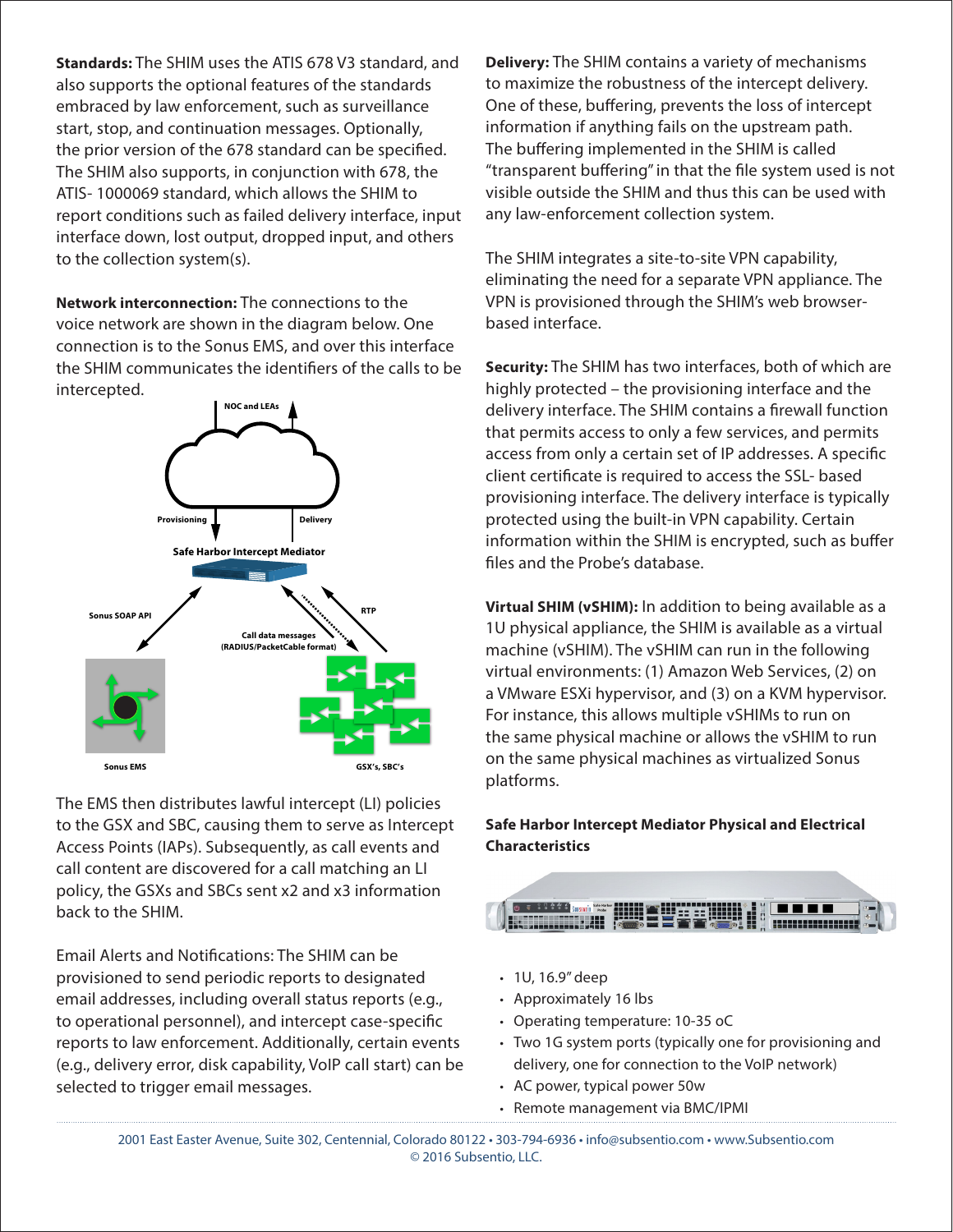**Standards:** The SHIM uses the ATIS 678 V3 standard, and also supports the optional features of the standards embraced by law enforcement, such as surveillance start, stop, and continuation messages. Optionally, the prior version of the 678 standard can be specified. The SHIM also supports, in conjunction with 678, the ATIS- 1000069 standard, which allows the SHIM to report conditions such as failed delivery interface, input interface down, lost output, dropped input, and others to the collection system(s).

**Network interconnection:** The connections to the voice network are shown in the diagram below. One connection is to the Sonus EMS, and over this interface the SHIM communicates the identifiers of the calls to be intercepted.

NOC and LEAs

Provisioning

Delivery

Safe Harbor Intercept Mediator

Sonus SOAP API

RTP

Call data messages
(RADIUS/PacketCable format)

Sonus EMS

GSX's, SBC's

The EMS then distributes lawful intercept (LI) policies to the GSX and SBC, causing them to serve as Intercept Access Points (IAPs). Subsequently, as call events and call content are discovered for a call matching an LI policy, the GSXs and SBCs sent x2 and x3 information back to the SHIM.

Email Alerts and Notifications: The SHIM can be provisioned to send periodic reports to designated email addresses, including overall status reports (e.g., to operational personnel), and intercept case-specific reports to law enforcement. Additionally, certain events (e.g., delivery error, disk capability, VoIP call start) can be selected to trigger email messages.

**Delivery:** The SHIM contains a variety of mechanisms to maximize the robustness of the intercept delivery. One of these, buffering, prevents the loss of intercept information if anything fails on the upstream path. The buffering implemented in the SHIM is called "transparent buffering" in that the file system used is not visible outside the SHIM and thus this can be used with any law-enforcement collection system.

The SHIM integrates a site-to-site VPN capability, eliminating the need for a separate VPN appliance. The VPN is provisioned through the SHIM's web browser-based interface.

**Security:** The SHIM has two interfaces, both of which are highly protected – the provisioning interface and the delivery interface. The SHIM contains a firewall function that permits access to only a few services, and permits access from only a certain set of IP addresses. A specific client certificate is required to access the SSL- based provisioning interface. The delivery interface is typically protected using the built-in VPN capability. Certain information within the SHIM is encrypted, such as buffer files and the Probe's database.

**Virtual SHIM (vSHIM):** In addition to being available as a 1U physical appliance, the SHIM is available as a virtual machine (vSHIM). The vSHIM can run in the following virtual environments: (1) Amazon Web Services, (2) on a VMware ESXi hypervisor, and (3) on a KVM hypervisor. For instance, this allows multiple vSHIMs to run on the same physical machine or allows the vSHIM to run on the same physical machines as virtualized Sonus platforms.

**Safe Harbor Intercept Mediator Physical and Electrical Characteristics**

- 1U, 16.9" deep
- Approximately 16 lbs
- Operating temperature: 10-35 oC
- Two 1G system ports (typically one for provisioning and delivery, one for connection to the VoIP network)
- AC power, typical power 50w
- Remote management via BMC/IPMI

2001 East Easter Avenue, Suite 302, Centennial, Colorado 80122 • 303-794-6936 • info@subsentio.com • www.Subsentio.com
© 2016 Subsentio, LLC.